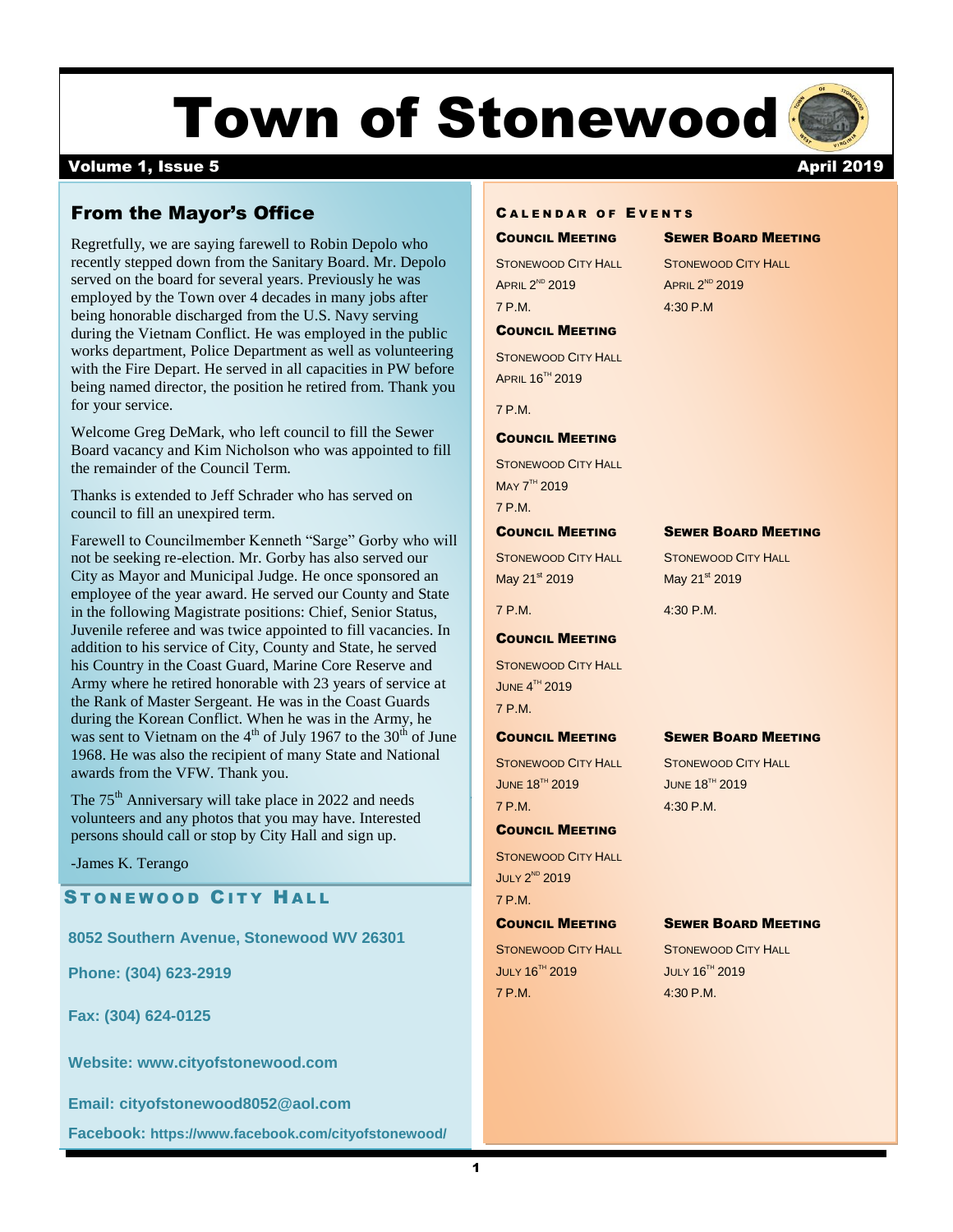# Town of Stonewood

**Volume 1, Issue 5** **April 2019**

## From the Mayor's Office

Regretfully, we are saying farewell to Robin Depolo who recently stepped down from the Sanitary Board. Mr. Depolo served on the board for several years. Previously he was employed by the Town over 4 decades in many jobs after being honorable discharged from the U.S. Navy serving during the Vietnam Conflict. He was employed in the public works department, Police Department as well as volunteering with the Fire Depart. He served in all capacities in PW before being named director, the position he retired from. Thank you for your service.

Welcome Greg DeMark, who left council to fill the Sewer Board vacancy and Kim Nicholson who was appointed to fill the remainder of the Council Term.

Thanks is extended to Jeff Schrader who has served on council to fill an unexpired term.

Farewell to Councilmember Kenneth "Sarge" Gorby who will not be seeking re-election. Mr. Gorby has also served our City as Mayor and Municipal Judge. He once sponsored an employee of the year award. He served our County and State in the following Magistrate positions: Chief, Senior Status, Juvenile referee and was twice appointed to fill vacancies. In addition to his service of City, County and State, he served his Country in the Coast Guard, Marine Core Reserve and Army where he retired honorable with 23 years of service at the Rank of Master Sergeant. He was in the Coast Guards during the Korean Conflict. When he was in the Army, he was sent to Vietnam on the 4th of July 1967 to the 30th of June 1968. He was also the recipient of many State and National awards from the VFW. Thank you.

The 75th Anniversary will take place in 2022 and needs volunteers and any photos that you may have. Interested persons should call or stop by City Hall and sign up.

-James K. Terango

## Stonewood City Hall

**8052 Southern Avenue, Stonewood WV 26301**

**Phone: (304) 623-2919**

**Fax: (304) 624-0125**

**Website: www.cityofstonewood.com**

**Email: cityofstonewood8052@aol.com**

**Facebook: https://www.facebook.com/cityofstonewood/**

## Calendar of Events

**Council Meeting**
Stonewood City Hall
April 2nd 2019
7 P.M.

**Sewer Board Meeting**
Stonewood City Hall
April 2nd 2019
4:30 P.M

**Council Meeting**
Stonewood City Hall
April 16th 2019
7 P.M.

**Council Meeting**
Stonewood City Hall
May 7th 2019
7 P.M.

**Council Meeting**
Stonewood City Hall
May 21st 2019
7 P.M.

**Sewer Board Meeting**
Stonewood City Hall
May 21st 2019
4:30 P.M.

**Council Meeting**
Stonewood City Hall
June 4th 2019
7 P.M.

**Council Meeting**
Stonewood City Hall
June 18th 2019
7 P.M.

**Sewer Board Meeting**
Stonewood City Hall
June 18th 2019
4:30 P.M.

**Council Meeting**
Stonewood City Hall
July 2nd 2019
7 P.M.

**Council Meeting**
Stonewood City Hall
July 16th 2019
7 P.M.

**Sewer Board Meeting**
Stonewood City Hall
July 16th 2019
4:30 P.M.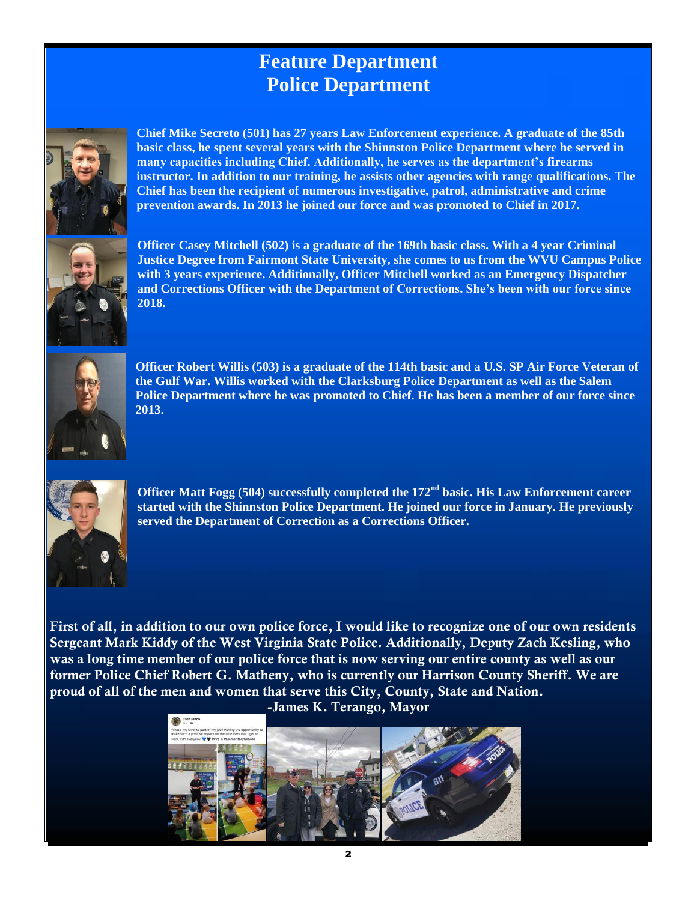# Feature Department
# Police Department

**Chief Mike Secreto (501) has 27 years Law Enforcement experience. A graduate of the 85th basic class, he spent several years with the Shinnston Police Department where he served in many capacities including Chief. Additionally, he serves as the department's firearms instructor. In addition to our training, he assists other agencies with range qualifications. The Chief has been the recipient of numerous investigative, patrol, administrative and crime prevention awards. In 2013 he joined our force and was promoted to Chief in 2017.**

**Officer Casey Mitchell (502) is a graduate of the 169th basic class. With a 4 year Criminal Justice Degree from Fairmont State University, she comes to us from the WVU Campus Police with 3 years experience. Additionally, Officer Mitchell worked as an Emergency Dispatcher and Corrections Officer with the Department of Corrections. She's been with our force since 2018.**

**Officer Robert Willis (503) is a graduate of the 114th basic and a U.S. SP Air Force Veteran of the Gulf War. Willis worked with the Clarksburg Police Department as well as the Salem Police Department where he was promoted to Chief. He has been a member of our force since 2013.**

**Officer Matt Fogg (504) successfully completed the 172nd basic. His Law Enforcement career started with the Shinnston Police Department. He joined our force in January. He previously served the Department of Correction as a Corrections Officer.**

**First of all, in addition to our own police force, I would like to recognize one of our own residents Sergeant Mark Kiddy of the West Virginia State Police. Additionally, Deputy Zach Kesling, who was a long time member of our police force that is now serving our entire county as well as our former Police Chief Robert G. Matheny, who is currently our Harrison County Sheriff. We are proud of all of the men and women that serve this City, County, State and Nation.**

**-James K. Terango, Mayor**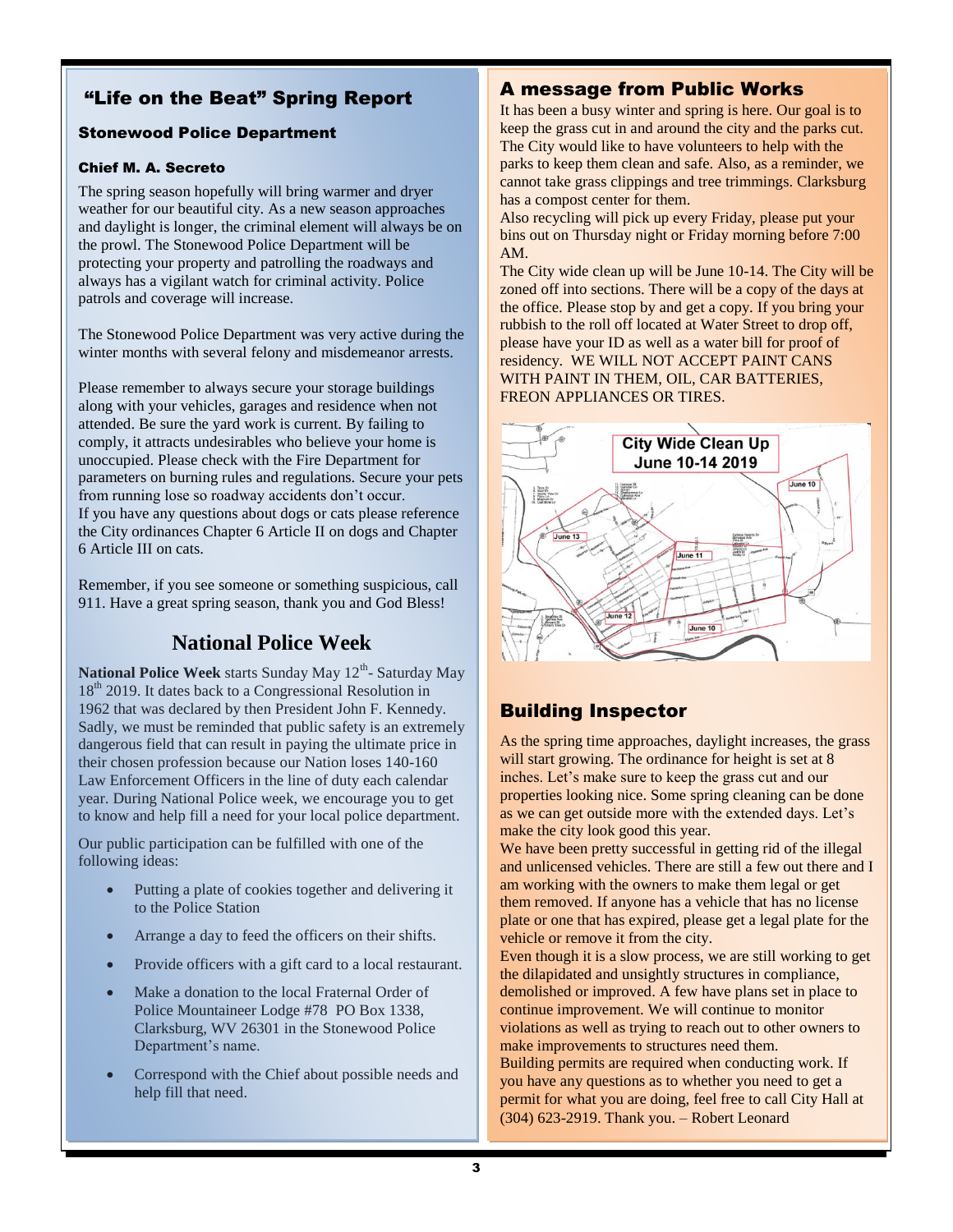## "Life on the Beat" Spring Report

### Stonewood Police Department

#### Chief M. A. Secreto

The spring season hopefully will bring warmer and dryer weather for our beautiful city. As a new season approaches and daylight is longer, the criminal element will always be on the prowl. The Stonewood Police Department will be protecting your property and patrolling the roadways and always has a vigilant watch for criminal activity. Police patrols and coverage will increase.

The Stonewood Police Department was very active during the winter months with several felony and misdemeanor arrests.

Please remember to always secure your storage buildings along with your vehicles, garages and residence when not attended. Be sure the yard work is current. By failing to comply, it attracts undesirables who believe your home is unoccupied. Please check with the Fire Department for parameters on burning rules and regulations. Secure your pets from running lose so roadway accidents don't occur.
If you have any questions about dogs or cats please reference the City ordinances Chapter 6 Article II on dogs and Chapter 6 Article III on cats.

Remember, if you see someone or something suspicious, call 911. Have a great spring season, thank you and God Bless!

## National Police Week

**National Police Week** starts Sunday May 12th- Saturday May 18th 2019. It dates back to a Congressional Resolution in 1962 that was declared by then President John F. Kennedy. Sadly, we must be reminded that public safety is an extremely dangerous field that can result in paying the ultimate price in their chosen profession because our Nation loses 140-160 Law Enforcement Officers in the line of duty each calendar year. During National Police week, we encourage you to get to know and help fill a need for your local police department.

Our public participation can be fulfilled with one of the following ideas:

- Putting a plate of cookies together and delivering it to the Police Station
- Arrange a day to feed the officers on their shifts.
- Provide officers with a gift card to a local restaurant.
- Make a donation to the local Fraternal Order of Police Mountaineer Lodge #78 PO Box 1338, Clarksburg, WV 26301 in the Stonewood Police Department's name.
- Correspond with the Chief about possible needs and help fill that need.

## A message from Public Works

It has been a busy winter and spring is here. Our goal is to keep the grass cut in and around the city and the parks cut. The City would like to have volunteers to help with the parks to keep them clean and safe. Also, as a reminder, we cannot take grass clippings and tree trimmings. Clarksburg has a compost center for them.
Also recycling will pick up every Friday, please put your bins out on Thursday night or Friday morning before 7:00 AM.
The City wide clean up will be June 10-14. The City will be zoned off into sections. There will be a copy of the days at the office. Please stop by and get a copy. If you bring your rubbish to the roll off located at Water Street to drop off, please have your ID as well as a water bill for proof of residency. WE WILL NOT ACCEPT PAINT CANS WITH PAINT IN THEM, OIL, CAR BATTERIES, FREON APPLIANCES OR TIRES.

City Wide Clean Up June 10-14 2019

## Building Inspector

As the spring time approaches, daylight increases, the grass will start growing. The ordinance for height is set at 8 inches. Let's make sure to keep the grass cut and our properties looking nice. Some spring cleaning can be done as we can get outside more with the extended days. Let's make the city look good this year.
We have been pretty successful in getting rid of the illegal and unlicensed vehicles. There are still a few out there and I am working with the owners to make them legal or get them removed. If anyone has a vehicle that has no license plate or one that has expired, please get a legal plate for the vehicle or remove it from the city.
Even though it is a slow process, we are still working to get the dilapidated and unsightly structures in compliance, demolished or improved. A few have plans set in place to continue improvement. We will continue to monitor violations as well as trying to reach out to other owners to make improvements to structures need them.
Building permits are required when conducting work. If you have any questions as to whether you need to get a permit for what you are doing, feel free to call City Hall at (304) 623-2919. Thank you. – Robert Leonard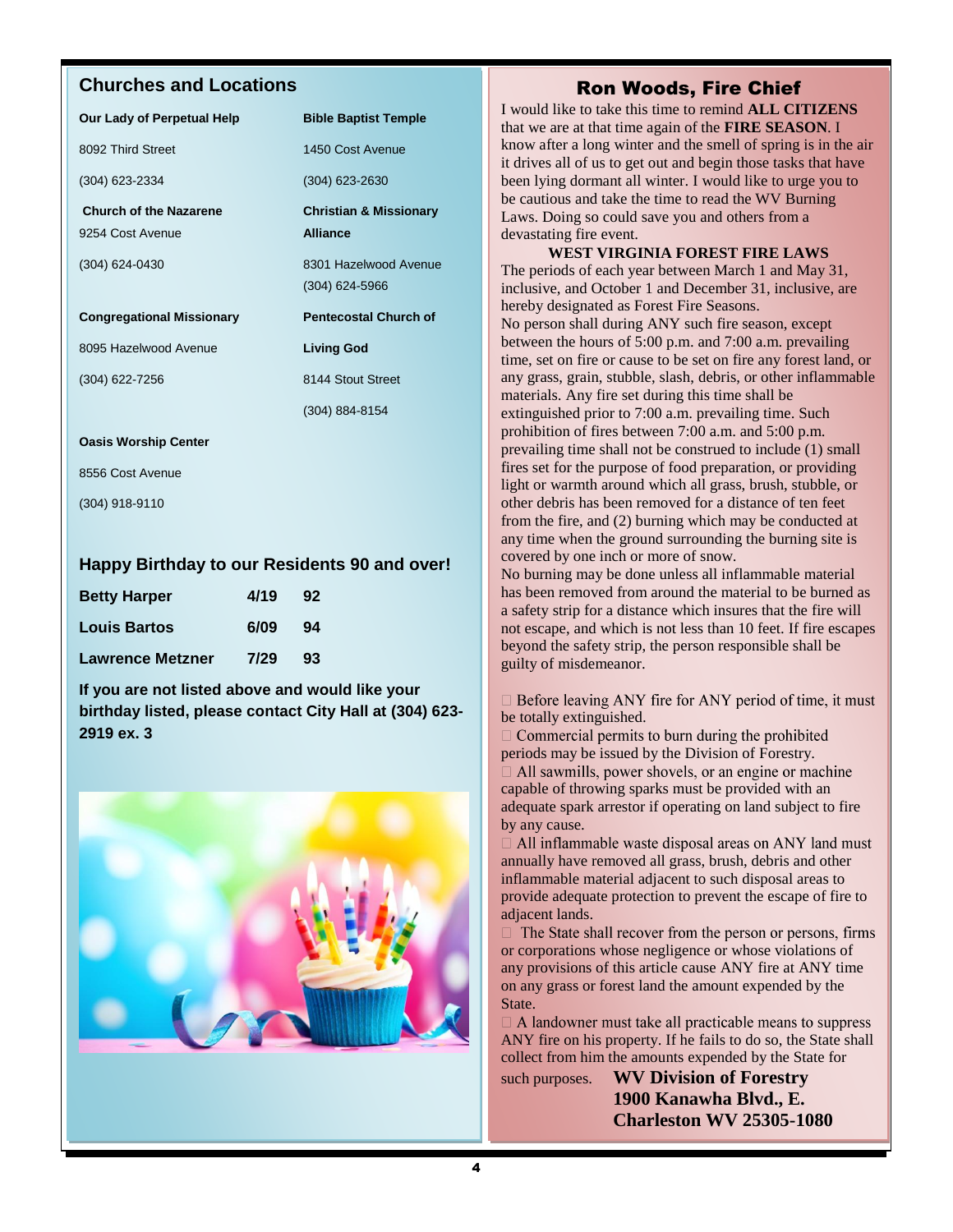## Churches and Locations

**Our Lady of Perpetual Help**
8092 Third Street
(304) 623-2334

**Bible Baptist Temple**
1450 Cost Avenue
(304) 623-2630

**Church of the Nazarene**
9254 Cost Avenue
(304) 624-0430

**Christian & Missionary Alliance**
8301 Hazelwood Avenue
(304) 624-5966

**Congregational Missionary**
8095 Hazelwood Avenue
(304) 622-7256

**Pentecostal Church of Living God**
8144 Stout Street
(304) 884-8154

**Oasis Worship Center**
8556 Cost Avenue
(304) 918-9110

## Happy Birthday to our Residents 90 and over!

| | | |
|---|---|---|
| **Betty Harper** | **4/19** | **92** |
| **Louis Bartos** | **6/09** | **94** |
| **Lawrence Metzner** | **7/29** | **93** |

**If you are not listed above and would like your birthday listed, please contact City Hall at (304) 623-2919 ex. 3**

## Ron Woods, Fire Chief

I would like to take this time to remind **ALL CITIZENS** that we are at that time again of the **FIRE SEASON**. I know after a long winter and the smell of spring is in the air it drives all of us to get out and begin those tasks that have been lying dormant all winter. I would like to urge you to be cautious and take the time to read the WV Burning Laws. Doing so could save you and others from a devastating fire event.

**WEST VIRGINIA FOREST FIRE LAWS**

The periods of each year between March 1 and May 31, inclusive, and October 1 and December 31, inclusive, are hereby designated as Forest Fire Seasons.

No person shall during ANY such fire season, except between the hours of 5:00 p.m. and 7:00 a.m. prevailing time, set on fire or cause to be set on fire any forest land, or any grass, grain, stubble, slash, debris, or other inflammable materials. Any fire set during this time shall be extinguished prior to 7:00 a.m. prevailing time. Such prohibition of fires between 7:00 a.m. and 5:00 p.m. prevailing time shall not be construed to include (1) small fires set for the purpose of food preparation, or providing light or warmth around which all grass, brush, stubble, or other debris has been removed for a distance of ten feet from the fire, and (2) burning which may be conducted at any time when the ground surrounding the burning site is covered by one inch or more of snow.

No burning may be done unless all inflammable material has been removed from around the material to be burned as a safety strip for a distance which insures that the fire will not escape, and which is not less than 10 feet. If fire escapes beyond the safety strip, the person responsible shall be guilty of misdemeanor.

- Before leaving ANY fire for ANY period of time, it must be totally extinguished.
- Commercial permits to burn during the prohibited periods may be issued by the Division of Forestry.
- All sawmills, power shovels, or an engine or machine capable of throwing sparks must be provided with an adequate spark arrestor if operating on land subject to fire by any cause.
- All inflammable waste disposal areas on ANY land must annually have removed all grass, brush, debris and other inflammable material adjacent to such disposal areas to provide adequate protection to prevent the escape of fire to adjacent lands.
- The State shall recover from the person or persons, firms or corporations whose negligence or whose violations of any provisions of this article cause ANY fire at ANY time on any grass or forest land the amount expended by the State.
- A landowner must take all practicable means to suppress ANY fire on his property. If he fails to do so, the State shall collect from him the amounts expended by the State for such purposes.

**WV Division of Forestry**
**1900 Kanawha Blvd., E.**
**Charleston WV 25305-1080**